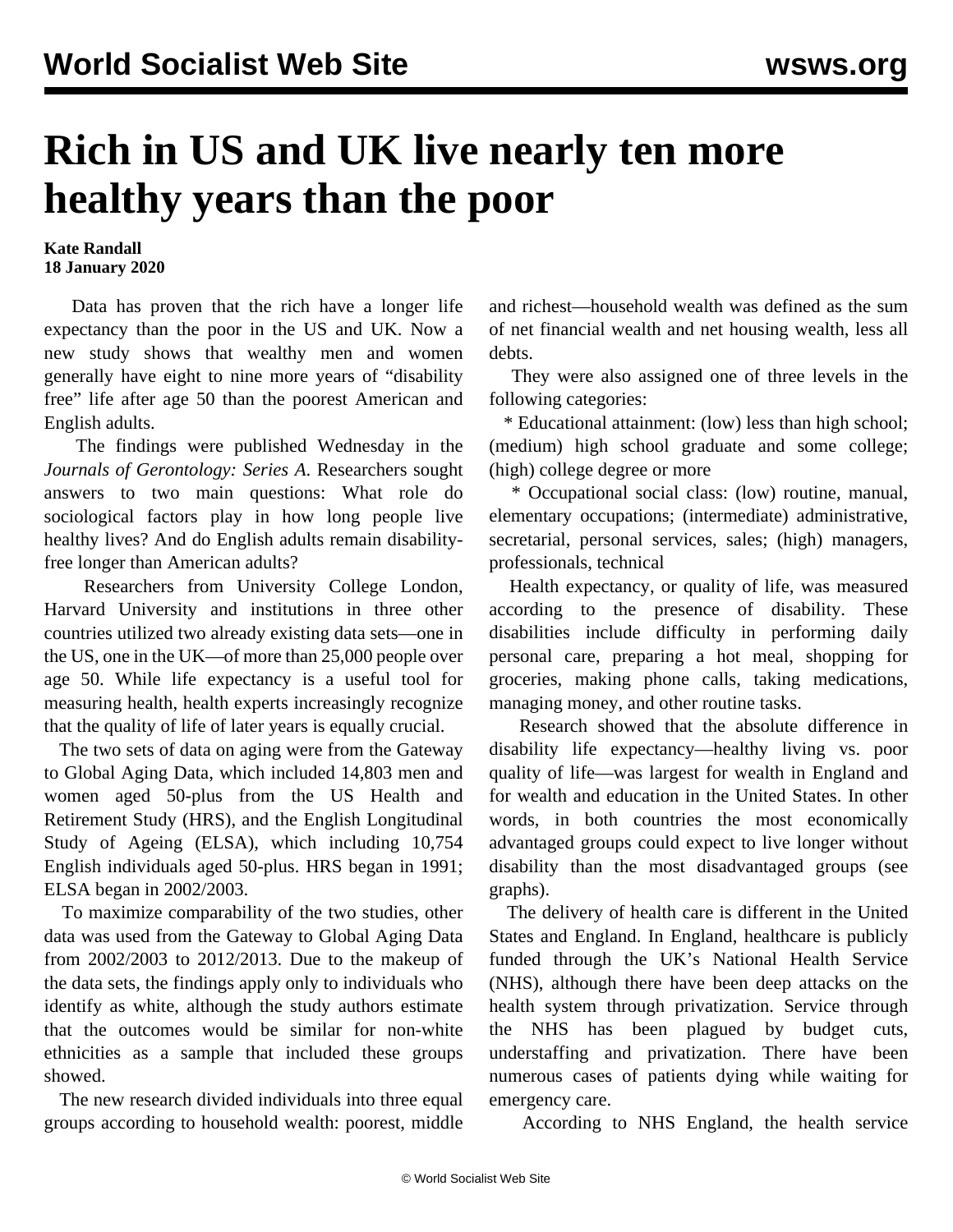# Rich in US and UK live nearly ten more healthy years than the poor

**Kate Randall**
**18 January 2020**

Data has proven that the rich have a longer life expectancy than the poor in the US and UK. Now a new study shows that wealthy men and women generally have eight to nine more years of "disability free" life after age 50 than the poorest American and English adults.

The findings were published Wednesday in the *Journals of Gerontology: Series A*. Researchers sought answers to two main questions: What role do sociological factors play in how long people live healthy lives? And do English adults remain disability-free longer than American adults?

Researchers from University College London, Harvard University and institutions in three other countries utilized two already existing data sets—one in the US, one in the UK—of more than 25,000 people over age 50. While life expectancy is a useful tool for measuring health, health experts increasingly recognize that the quality of life of later years is equally crucial.

The two sets of data on aging were from the Gateway to Global Aging Data, which included 14,803 men and women aged 50-plus from the US Health and Retirement Study (HRS), and the English Longitudinal Study of Ageing (ELSA), which including 10,754 English individuals aged 50-plus. HRS began in 1991; ELSA began in 2002/2003.

To maximize comparability of the two studies, other data was used from the Gateway to Global Aging Data from 2002/2003 to 2012/2013. Due to the makeup of the data sets, the findings apply only to individuals who identify as white, although the study authors estimate that the outcomes would be similar for non-white ethnicities as a sample that included these groups showed.

The new research divided individuals into three equal groups according to household wealth: poorest, middle and richest—household wealth was defined as the sum of net financial wealth and net housing wealth, less all debts.

They were also assigned one of three levels in the following categories:

* Educational attainment: (low) less than high school; (medium) high school graduate and some college; (high) college degree or more

* Occupational social class: (low) routine, manual, elementary occupations; (intermediate) administrative, secretarial, personal services, sales; (high) managers, professionals, technical

Health expectancy, or quality of life, was measured according to the presence of disability. These disabilities include difficulty in performing daily personal care, preparing a hot meal, shopping for groceries, making phone calls, taking medications, managing money, and other routine tasks.

Research showed that the absolute difference in disability life expectancy—healthy living vs. poor quality of life—was largest for wealth in England and for wealth and education in the United States. In other words, in both countries the most economically advantaged groups could expect to live longer without disability than the most disadvantaged groups (see graphs).

The delivery of health care is different in the United States and England. In England, healthcare is publicly funded through the UK's National Health Service (NHS), although there have been deep attacks on the health system through privatization. Service through the NHS has been plagued by budget cuts, understaffing and privatization. There have been numerous cases of patients dying while waiting for emergency care.

According to NHS England, the health service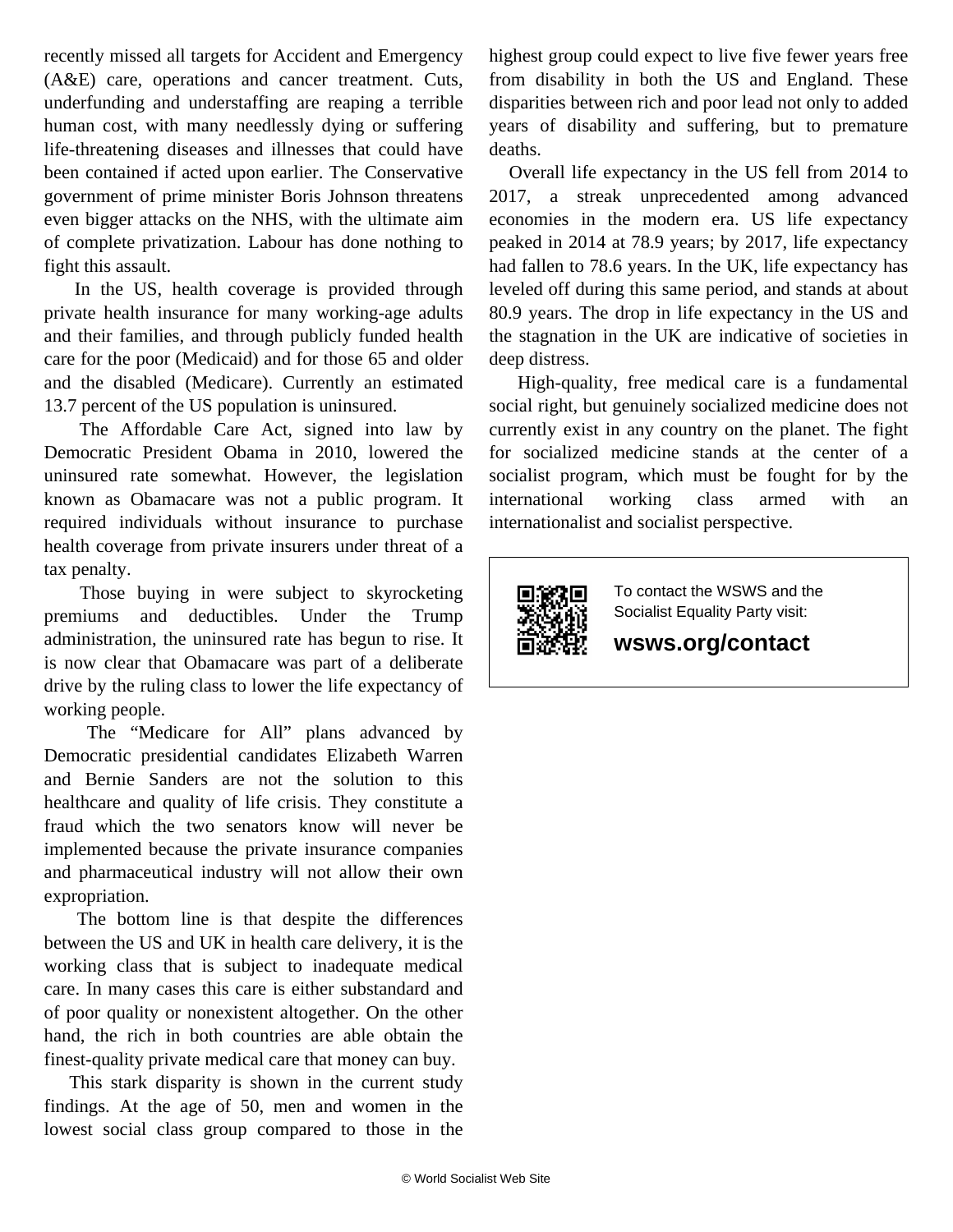recently missed all targets for Accident and Emergency (A&E) care, operations and cancer treatment. Cuts, underfunding and understaffing are reaping a terrible human cost, with many needlessly dying or suffering life-threatening diseases and illnesses that could have been contained if acted upon earlier. The Conservative government of prime minister Boris Johnson threatens even bigger attacks on the NHS, with the ultimate aim of complete privatization. Labour has done nothing to fight this assault.

In the US, health coverage is provided through private health insurance for many working-age adults and their families, and through publicly funded health care for the poor (Medicaid) and for those 65 and older and the disabled (Medicare). Currently an estimated 13.7 percent of the US population is uninsured.

The Affordable Care Act, signed into law by Democratic President Obama in 2010, lowered the uninsured rate somewhat. However, the legislation known as Obamacare was not a public program. It required individuals without insurance to purchase health coverage from private insurers under threat of a tax penalty.

Those buying in were subject to skyrocketing premiums and deductibles. Under the Trump administration, the uninsured rate has begun to rise. It is now clear that Obamacare was part of a deliberate drive by the ruling class to lower the life expectancy of working people.

The "Medicare for All" plans advanced by Democratic presidential candidates Elizabeth Warren and Bernie Sanders are not the solution to this healthcare and quality of life crisis. They constitute a fraud which the two senators know will never be implemented because the private insurance companies and pharmaceutical industry will not allow their own expropriation.

The bottom line is that despite the differences between the US and UK in health care delivery, it is the working class that is subject to inadequate medical care. In many cases this care is either substandard and of poor quality or nonexistent altogether. On the other hand, the rich in both countries are able obtain the finest-quality private medical care that money can buy.

This stark disparity is shown in the current study findings. At the age of 50, men and women in the lowest social class group compared to those in the highest group could expect to live five fewer years free from disability in both the US and England. These disparities between rich and poor lead not only to added years of disability and suffering, but to premature deaths.

Overall life expectancy in the US fell from 2014 to 2017, a streak unprecedented among advanced economies in the modern era. US life expectancy peaked in 2014 at 78.9 years; by 2017, life expectancy had fallen to 78.6 years. In the UK, life expectancy has leveled off during this same period, and stands at about 80.9 years. The drop in life expectancy in the US and the stagnation in the UK are indicative of societies in deep distress.

High-quality, free medical care is a fundamental social right, but genuinely socialized medicine does not currently exist in any country on the planet. The fight for socialized medicine stands at the center of a socialist program, which must be fought for by the international working class armed with an internationalist and socialist perspective.

To contact the WSWS and the Socialist Equality Party visit:

**wsws.org/contact**